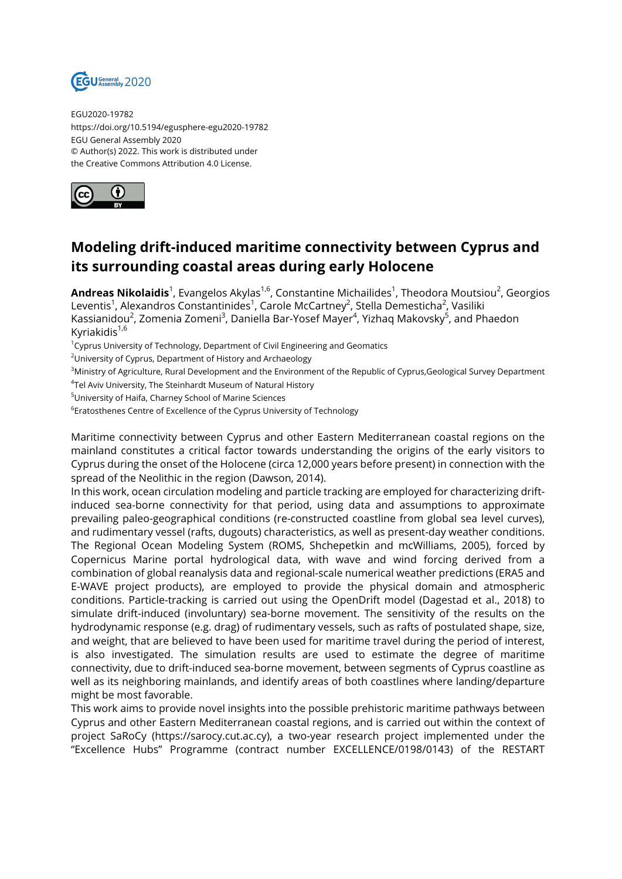EGU2020-19782
https://doi.org/10.5194/egusphere-egu2020-19782
EGU General Assembly 2020
© Author(s) 2022. This work is distributed under
the Creative Commons Attribution 4.0 License.

# Modeling drift-induced maritime connectivity between Cyprus and its surrounding coastal areas during early Holocene

**Andreas Nikolaidis**[1], Evangelos Akylas[1,6], Constantine Michailides[1], Theodora Moutsiou[2], Georgios Leventis[1], Alexandros Constantinides[1], Carole McCartney[2], Stella Demesticha[2], Vasiliki Kassianidou[2], Zomenia Zomeni[3], Daniella Bar-Yosef Mayer[4], Yizhaq Makovsky[5], and Phaedon Kyriakidis[1,6]

[1]Cyprus University of Technology, Department of Civil Engineering and Geomatics
[2]University of Cyprus, Department of History and Archaeology
[3]Ministry of Agriculture, Rural Development and the Environment of the Republic of Cyprus,Geological Survey Department
[4]Tel Aviv University, The Steinhardt Museum of Natural History
[5]University of Haifa, Charney School of Marine Sciences
[6]Eratosthenes Centre of Excellence of the Cyprus University of Technology

Maritime connectivity between Cyprus and other Eastern Mediterranean coastal regions on the mainland constitutes a critical factor towards understanding the origins of the early visitors to Cyprus during the onset of the Holocene (circa 12,000 years before present) in connection with the spread of the Neolithic in the region (Dawson, 2014).
In this work, ocean circulation modeling and particle tracking are employed for characterizing drift-induced sea-borne connectivity for that period, using data and assumptions to approximate prevailing paleo-geographical conditions (re-constructed coastline from global sea level curves), and rudimentary vessel (rafts, dugouts) characteristics, as well as present-day weather conditions. The Regional Ocean Modeling System (ROMS, Shchepetkin and mcWilliams, 2005), forced by Copernicus Marine portal hydrological data, with wave and wind forcing derived from a combination of global reanalysis data and regional-scale numerical weather predictions (ERA5 and E-WAVE project products), are employed to provide the physical domain and atmospheric conditions. Particle-tracking is carried out using the OpenDrift model (Dagestad et al., 2018) to simulate drift-induced (involuntary) sea-borne movement. The sensitivity of the results on the hydrodynamic response (e.g. drag) of rudimentary vessels, such as rafts of postulated shape, size, and weight, that are believed to have been used for maritime travel during the period of interest, is also investigated. The simulation results are used to estimate the degree of maritime connectivity, due to drift-induced sea-borne movement, between segments of Cyprus coastline as well as its neighboring mainlands, and identify areas of both coastlines where landing/departure might be most favorable.
This work aims to provide novel insights into the possible prehistoric maritime pathways between Cyprus and other Eastern Mediterranean coastal regions, and is carried out within the context of project SaRoCy (https://sarocy.cut.ac.cy), a two-year research project implemented under the "Excellence Hubs" Programme (contract number EXCELLENCE/0198/0143) of the RESTART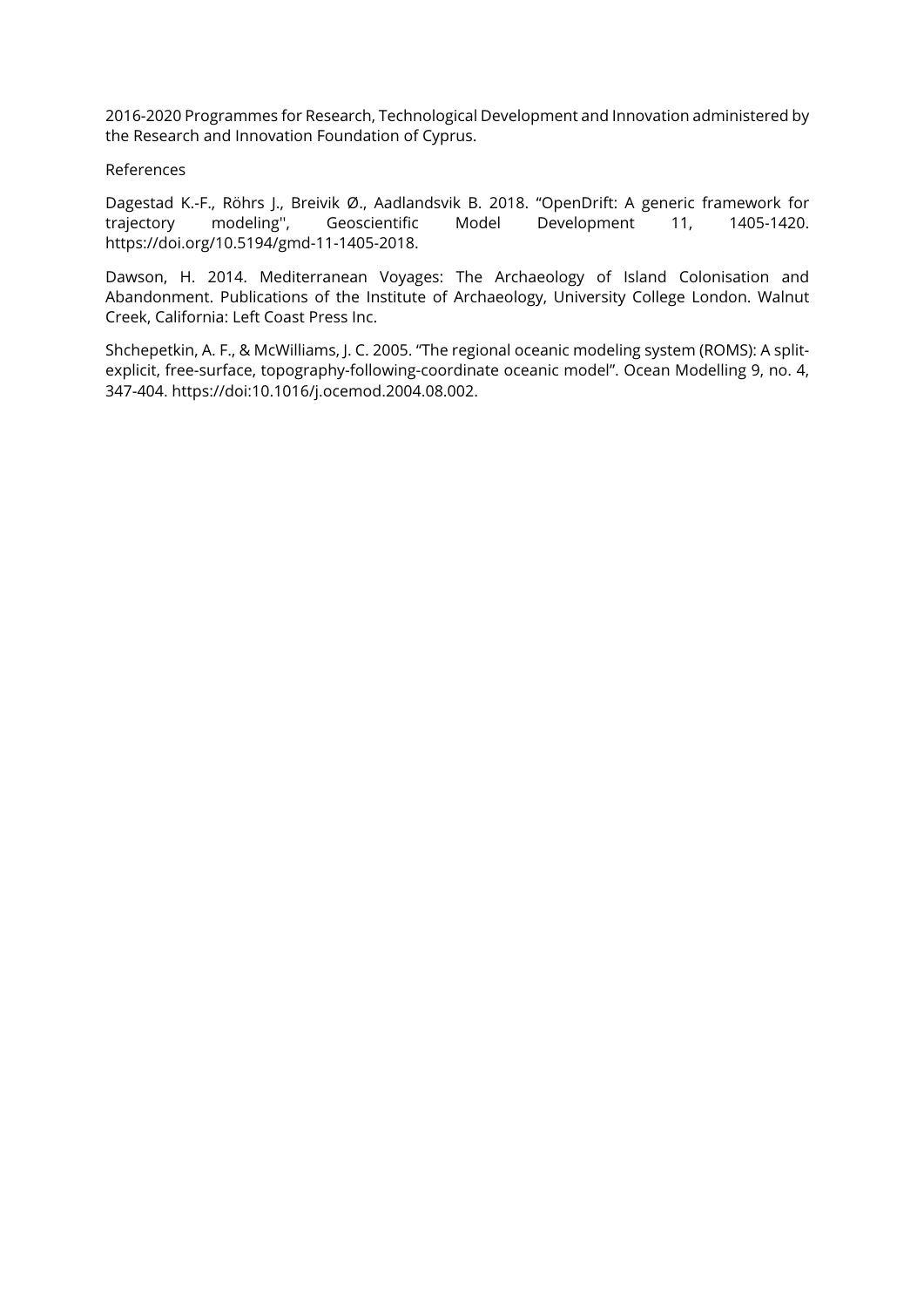2016-2020 Programmes for Research, Technological Development and Innovation administered by the Research and Innovation Foundation of Cyprus.

## References

Dagestad K.-F., Röhrs J., Breivik Ø., Aadlandsvik B. 2018. "OpenDrift: A generic framework for trajectory modeling", Geoscientific Model Development 11, 1405-1420. https://doi.org/10.5194/gmd-11-1405-2018.

Dawson, H. 2014. Mediterranean Voyages: The Archaeology of Island Colonisation and Abandonment. Publications of the Institute of Archaeology, University College London. Walnut Creek, California: Left Coast Press Inc.

Shchepetkin, A. F., & McWilliams, J. C. 2005. "The regional oceanic modeling system (ROMS): A split-explicit, free-surface, topography-following-coordinate oceanic model". Ocean Modelling 9, no. 4, 347-404. https://doi:10.1016/j.ocemod.2004.08.002.